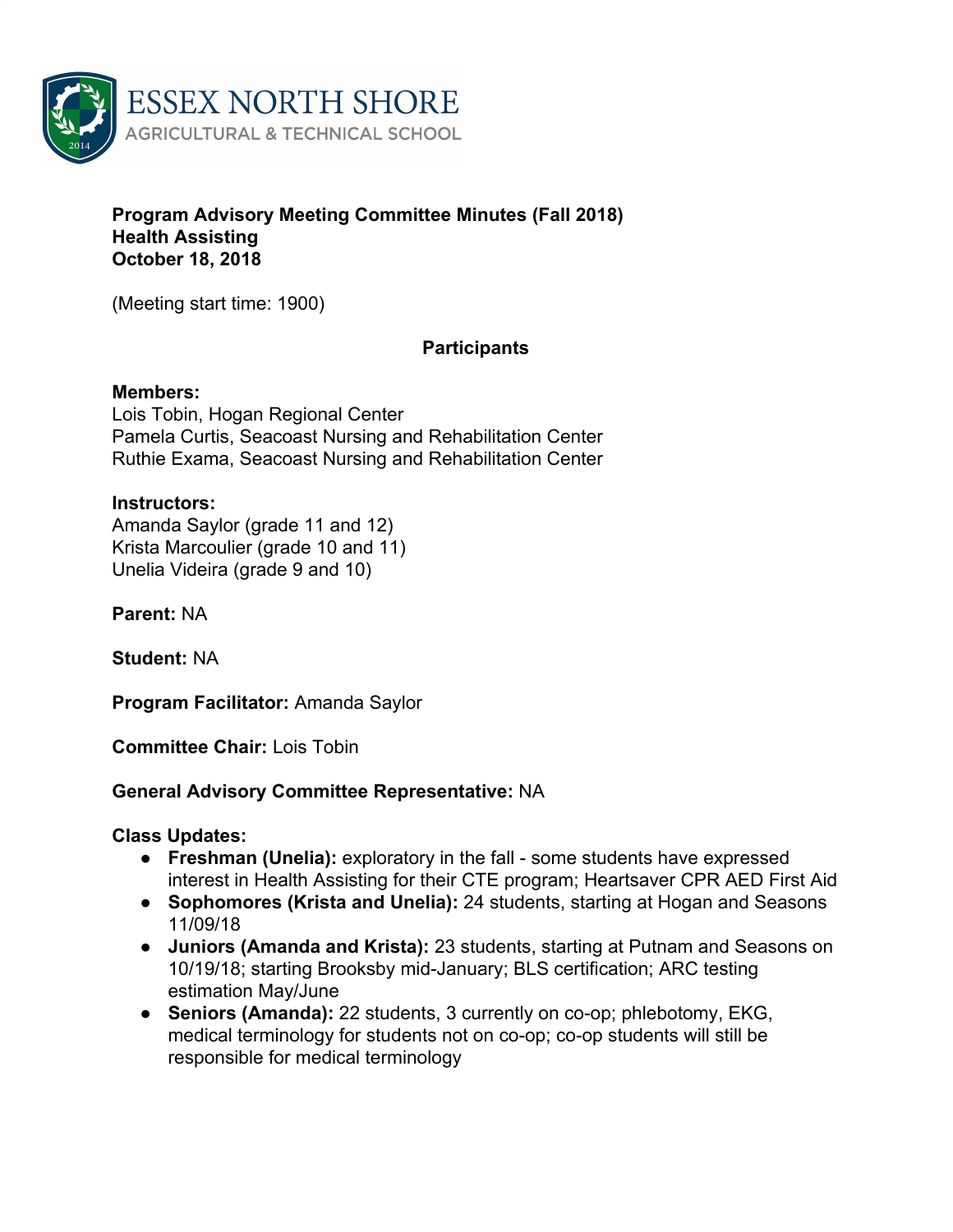ESSEX NORTH SHORE
AGRICULTURAL & TECHNICAL SCHOOL

**Program Advisory Meeting Committee Minutes (Fall 2018)**
**Health Assisting**
**October 18, 2018**

(Meeting start time: 1900)

**Participants**

**Members:**
Lois Tobin, Hogan Regional Center
Pamela Curtis, Seacoast Nursing and Rehabilitation Center
Ruthie Exama, Seacoast Nursing and Rehabilitation Center

**Instructors:**
Amanda Saylor (grade 11 and 12)
Krista Marcoulier (grade 10 and 11)
Unelia Videira (grade 9 and 10)

**Parent:** NA

**Student:** NA

**Program Facilitator:** Amanda Saylor

**Committee Chair:** Lois Tobin

**General Advisory Committee Representative:** NA

**Class Updates:**

- **Freshman (Unelia):** exploratory in the fall - some students have expressed interest in Health Assisting for their CTE program; Heartsaver CPR AED First Aid
- **Sophomores (Krista and Unelia):** 24 students, starting at Hogan and Seasons 11/09/18
- **Juniors (Amanda and Krista):** 23 students, starting at Putnam and Seasons on 10/19/18; starting Brooksby mid-January; BLS certification; ARC testing estimation May/June
- **Seniors (Amanda):** 22 students, 3 currently on co-op; phlebotomy, EKG, medical terminology for students not on co-op; co-op students will still be responsible for medical terminology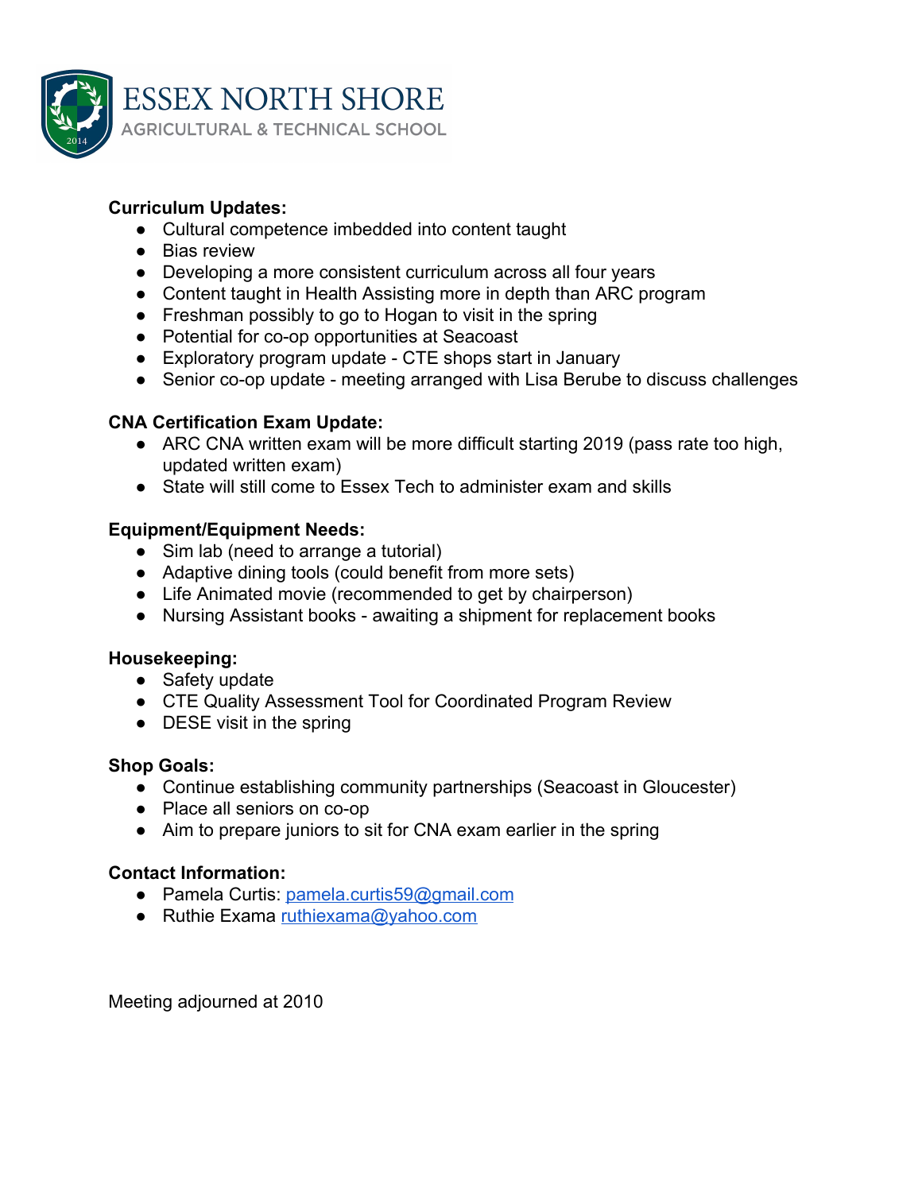**Curriculum Updates:**

- Cultural competence imbedded into content taught
- Bias review
- Developing a more consistent curriculum across all four years
- Content taught in Health Assisting more in depth than ARC program
- Freshman possibly to go to Hogan to visit in the spring
- Potential for co-op opportunities at Seacoast
- Exploratory program update - CTE shops start in January
- Senior co-op update - meeting arranged with Lisa Berube to discuss challenges

**CNA Certification Exam Update:**

- ARC CNA written exam will be more difficult starting 2019 (pass rate too high, updated written exam)
- State will still come to Essex Tech to administer exam and skills

**Equipment/Equipment Needs:**

- Sim lab (need to arrange a tutorial)
- Adaptive dining tools (could benefit from more sets)
- Life Animated movie (recommended to get by chairperson)
- Nursing Assistant books - awaiting a shipment for replacement books

**Housekeeping:**

- Safety update
- CTE Quality Assessment Tool for Coordinated Program Review
- DESE visit in the spring

**Shop Goals:**

- Continue establishing community partnerships (Seacoast in Gloucester)
- Place all seniors on co-op
- Aim to prepare juniors to sit for CNA exam earlier in the spring

**Contact Information:**

- Pamela Curtis: pamela.curtis59@gmail.com
- Ruthie Exama ruthiexama@yahoo.com

Meeting adjourned at 2010